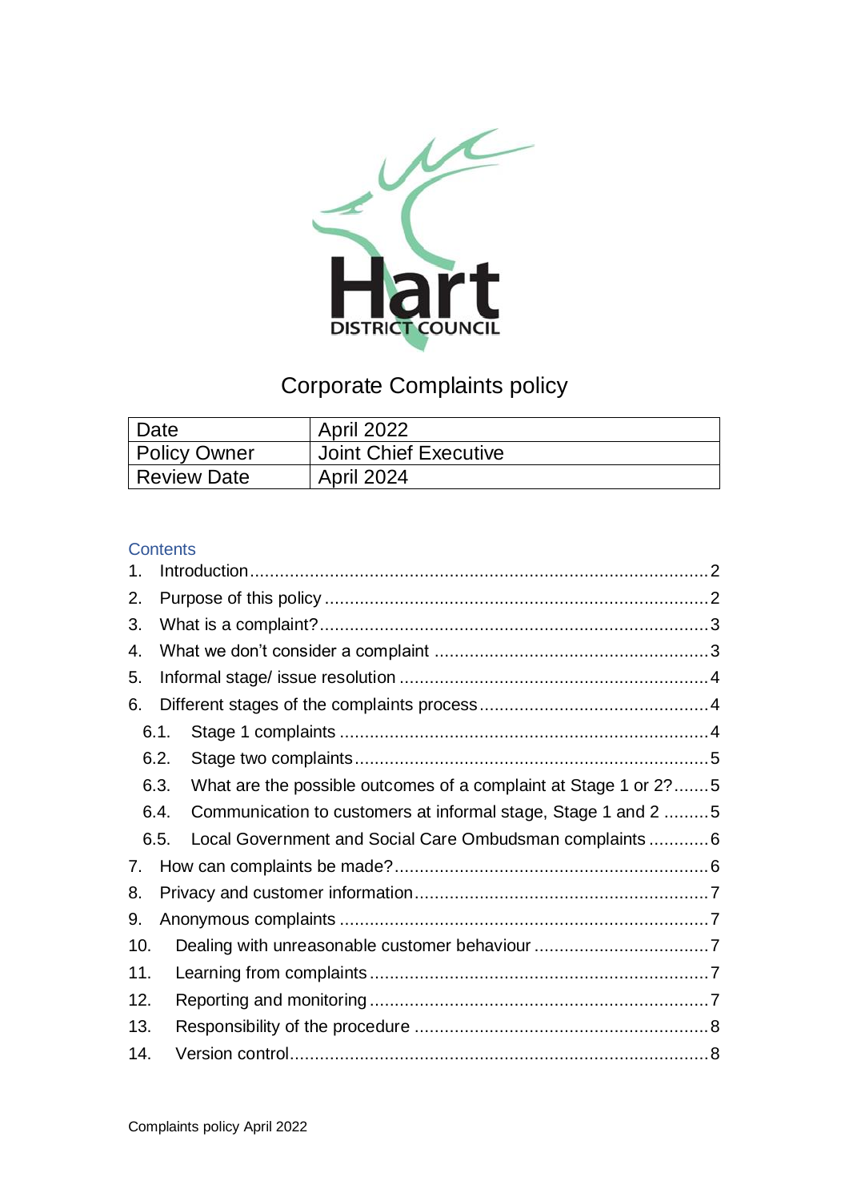Hart DISTRICT COUNCIL

# Corporate Complaints policy

| Date | April 2022 |
|---|---|
| Policy Owner | Joint Chief Executive |
| Review Date | April 2024 |

## Contents

1. Introduction ... 2
2. Purpose of this policy ... 2
3. What is a complaint? ... 3
4. What we don't consider a complaint ... 3
5. Informal stage/ issue resolution ... 4
6. Different stages of the complaints process ... 4
   - 6.1. Stage 1 complaints ... 4
   - 6.2. Stage two complaints ... 5
   - 6.3. What are the possible outcomes of a complaint at Stage 1 or 2? ... 5
   - 6.4. Communication to customers at informal stage, Stage 1 and 2 ... 5
   - 6.5. Local Government and Social Care Ombudsman complaints ... 6
7. How can complaints be made? ... 6
8. Privacy and customer information ... 7
9. Anonymous complaints ... 7
10. Dealing with unreasonable customer behaviour ... 7
11. Learning from complaints ... 7
12. Reporting and monitoring ... 7
13. Responsibility of the procedure ... 8
14. Version control ... 8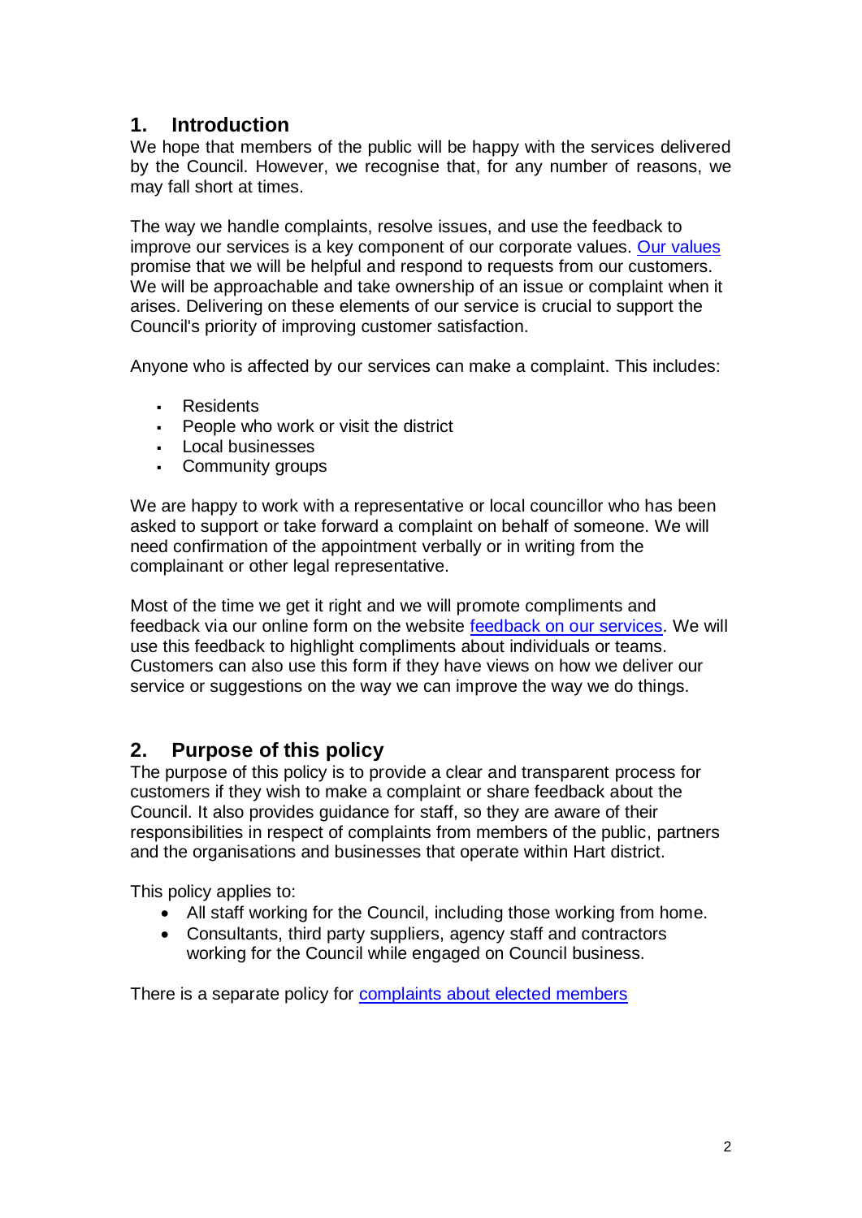## 1. Introduction

We hope that members of the public will be happy with the services delivered by the Council. However, we recognise that, for any number of reasons, we may fall short at times.

The way we handle complaints, resolve issues, and use the feedback to improve our services is a key component of our corporate values. Our values promise that we will be helpful and respond to requests from our customers. We will be approachable and take ownership of an issue or complaint when it arises. Delivering on these elements of our service is crucial to support the Council's priority of improving customer satisfaction.

Anyone who is affected by our services can make a complaint. This includes:

- Residents
- People who work or visit the district
- Local businesses
- Community groups

We are happy to work with a representative or local councillor who has been asked to support or take forward a complaint on behalf of someone. We will need confirmation of the appointment verbally or in writing from the complainant or other legal representative.

Most of the time we get it right and we will promote compliments and feedback via our online form on the website feedback on our services. We will use this feedback to highlight compliments about individuals or teams. Customers can also use this form if they have views on how we deliver our service or suggestions on the way we can improve the way we do things.

## 2. Purpose of this policy

The purpose of this policy is to provide a clear and transparent process for customers if they wish to make a complaint or share feedback about the Council. It also provides guidance for staff, so they are aware of their responsibilities in respect of complaints from members of the public, partners and the organisations and businesses that operate within Hart district.

This policy applies to:

- All staff working for the Council, including those working from home.
- Consultants, third party suppliers, agency staff and contractors working for the Council while engaged on Council business.

There is a separate policy for complaints about elected members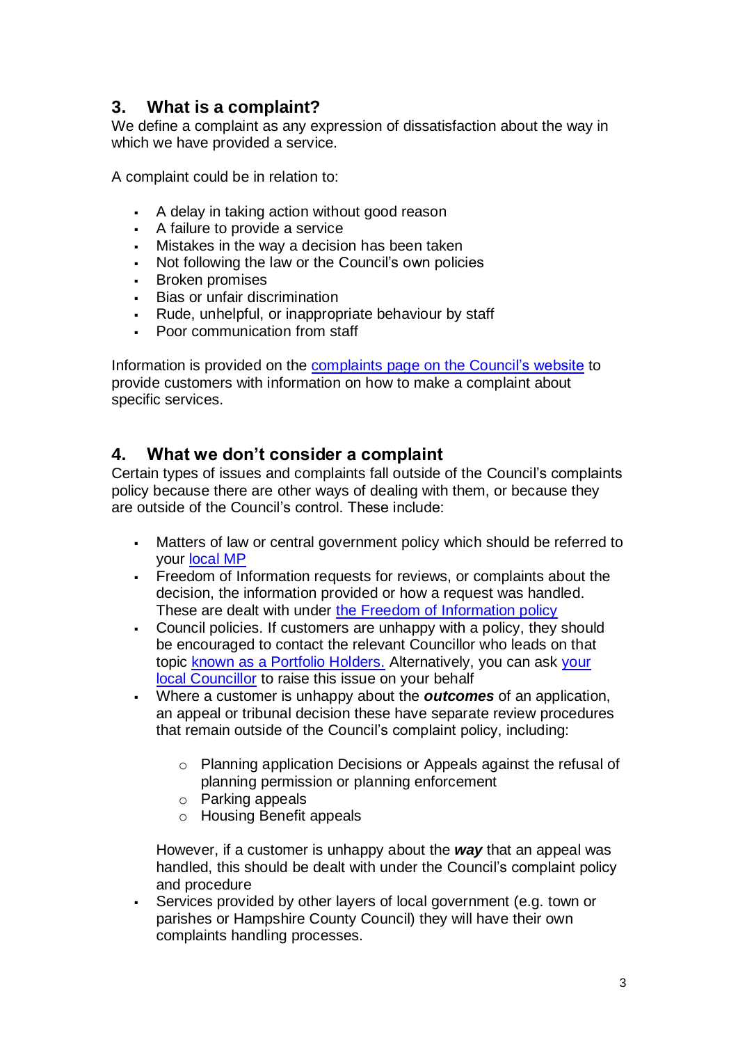## 3. What is a complaint?

We define a complaint as any expression of dissatisfaction about the way in which we have provided a service.

A complaint could be in relation to:

- A delay in taking action without good reason
- A failure to provide a service
- Mistakes in the way a decision has been taken
- Not following the law or the Council's own policies
- Broken promises
- Bias or unfair discrimination
- Rude, unhelpful, or inappropriate behaviour by staff
- Poor communication from staff

Information is provided on the complaints page on the Council's website to provide customers with information on how to make a complaint about specific services.

## 4. What we don't consider a complaint

Certain types of issues and complaints fall outside of the Council's complaints policy because there are other ways of dealing with them, or because they are outside of the Council's control. These include:

- Matters of law or central government policy which should be referred to your local MP
- Freedom of Information requests for reviews, or complaints about the decision, the information provided or how a request was handled. These are dealt with under the Freedom of Information policy
- Council policies. If customers are unhappy with a policy, they should be encouraged to contact the relevant Councillor who leads on that topic known as a Portfolio Holders. Alternatively, you can ask your local Councillor to raise this issue on your behalf
- Where a customer is unhappy about the ***outcomes*** of an application, an appeal or tribunal decision these have separate review procedures that remain outside of the Council's complaint policy, including:

    - Planning application Decisions or Appeals against the refusal of planning permission or planning enforcement
    - Parking appeals
    - Housing Benefit appeals

  However, if a customer is unhappy about the ***way*** that an appeal was handled, this should be dealt with under the Council's complaint policy and procedure
- Services provided by other layers of local government (e.g. town or parishes or Hampshire County Council) they will have their own complaints handling processes.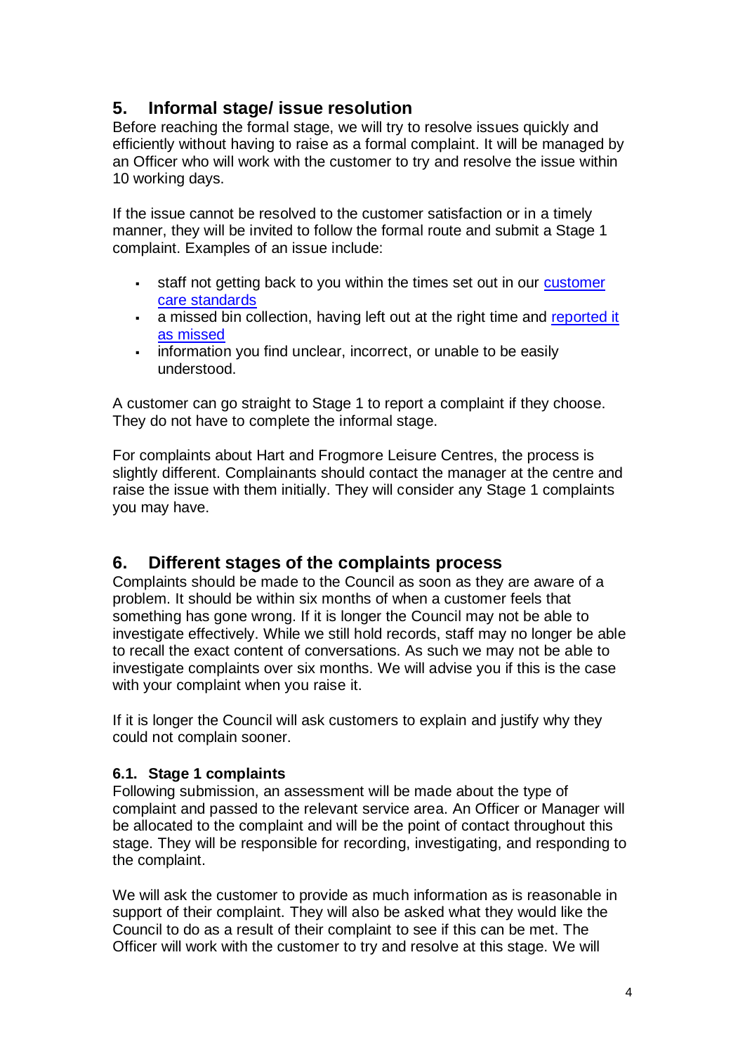## 5. Informal stage/ issue resolution

Before reaching the formal stage, we will try to resolve issues quickly and efficiently without having to raise as a formal complaint. It will be managed by an Officer who will work with the customer to try and resolve the issue within 10 working days.

If the issue cannot be resolved to the customer satisfaction or in a timely manner, they will be invited to follow the formal route and submit a Stage 1 complaint. Examples of an issue include:

- staff not getting back to you within the times set out in our [customer care standards]()
- a missed bin collection, having left out at the right time and [reported it as missed]()
- information you find unclear, incorrect, or unable to be easily understood.

A customer can go straight to Stage 1 to report a complaint if they choose. They do not have to complete the informal stage.

For complaints about Hart and Frogmore Leisure Centres, the process is slightly different. Complainants should contact the manager at the centre and raise the issue with them initially. They will consider any Stage 1 complaints you may have.

## 6. Different stages of the complaints process

Complaints should be made to the Council as soon as they are aware of a problem. It should be within six months of when a customer feels that something has gone wrong. If it is longer the Council may not be able to investigate effectively. While we still hold records, staff may no longer be able to recall the exact content of conversations. As such we may not be able to investigate complaints over six months. We will advise you if this is the case with your complaint when you raise it.

If it is longer the Council will ask customers to explain and justify why they could not complain sooner.

### 6.1. Stage 1 complaints

Following submission, an assessment will be made about the type of complaint and passed to the relevant service area. An Officer or Manager will be allocated to the complaint and will be the point of contact throughout this stage. They will be responsible for recording, investigating, and responding to the complaint.

We will ask the customer to provide as much information as is reasonable in support of their complaint. They will also be asked what they would like the Council to do as a result of their complaint to see if this can be met. The Officer will work with the customer to try and resolve at this stage. We will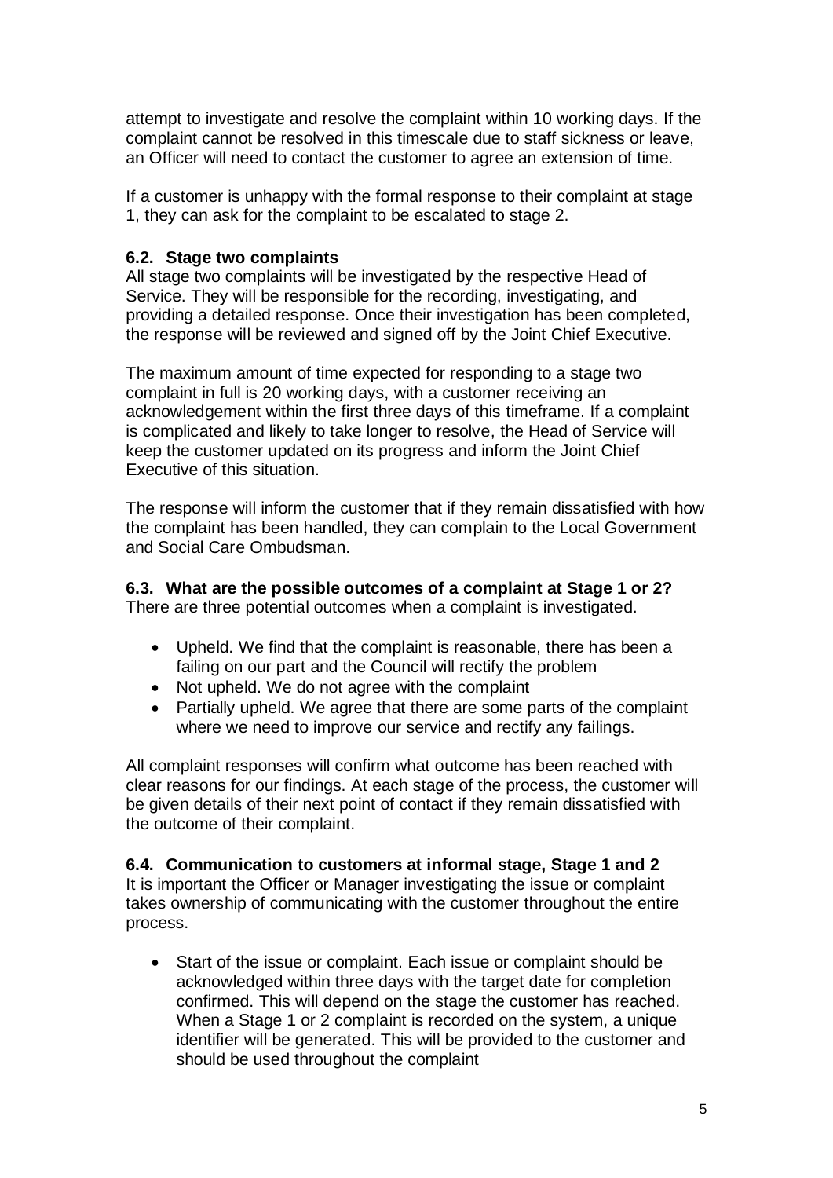attempt to investigate and resolve the complaint within 10 working days. If the complaint cannot be resolved in this timescale due to staff sickness or leave, an Officer will need to contact the customer to agree an extension of time.

If a customer is unhappy with the formal response to their complaint at stage 1, they can ask for the complaint to be escalated to stage 2.

### 6.2. Stage two complaints

All stage two complaints will be investigated by the respective Head of Service. They will be responsible for the recording, investigating, and providing a detailed response. Once their investigation has been completed, the response will be reviewed and signed off by the Joint Chief Executive.

The maximum amount of time expected for responding to a stage two complaint in full is 20 working days, with a customer receiving an acknowledgement within the first three days of this timeframe. If a complaint is complicated and likely to take longer to resolve, the Head of Service will keep the customer updated on its progress and inform the Joint Chief Executive of this situation.

The response will inform the customer that if they remain dissatisfied with how the complaint has been handled, they can complain to the Local Government and Social Care Ombudsman.

### 6.3. What are the possible outcomes of a complaint at Stage 1 or 2?

There are three potential outcomes when a complaint is investigated.

- Upheld. We find that the complaint is reasonable, there has been a failing on our part and the Council will rectify the problem
- Not upheld. We do not agree with the complaint
- Partially upheld. We agree that there are some parts of the complaint where we need to improve our service and rectify any failings.

All complaint responses will confirm what outcome has been reached with clear reasons for our findings. At each stage of the process, the customer will be given details of their next point of contact if they remain dissatisfied with the outcome of their complaint.

### 6.4. Communication to customers at informal stage, Stage 1 and 2

It is important the Officer or Manager investigating the issue or complaint takes ownership of communicating with the customer throughout the entire process.

- Start of the issue or complaint. Each issue or complaint should be acknowledged within three days with the target date for completion confirmed. This will depend on the stage the customer has reached. When a Stage 1 or 2 complaint is recorded on the system, a unique identifier will be generated. This will be provided to the customer and should be used throughout the complaint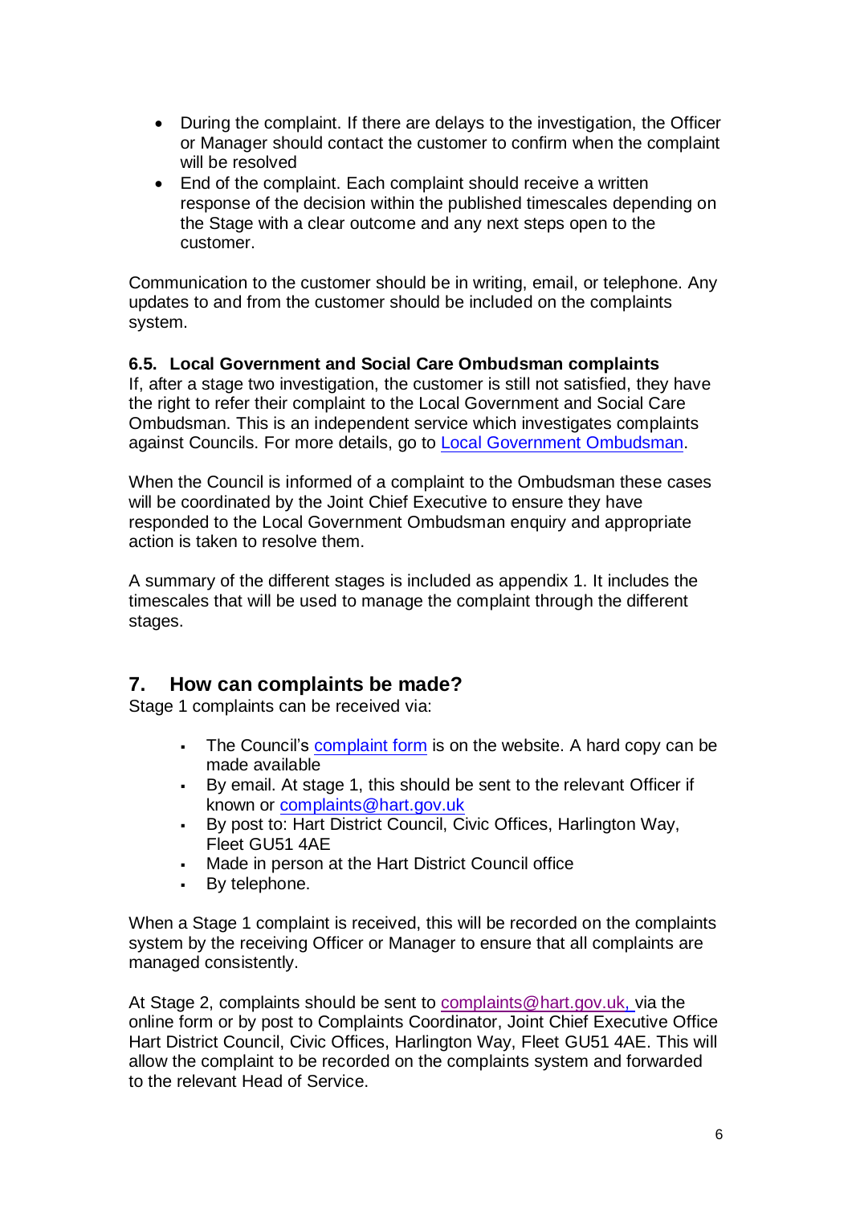- During the complaint. If there are delays to the investigation, the Officer or Manager should contact the customer to confirm when the complaint will be resolved
- End of the complaint. Each complaint should receive a written response of the decision within the published timescales depending on the Stage with a clear outcome and any next steps open to the customer.

Communication to the customer should be in writing, email, or telephone. Any updates to and from the customer should be included on the complaints system.

### 6.5. Local Government and Social Care Ombudsman complaints

If, after a stage two investigation, the customer is still not satisfied, they have the right to refer their complaint to the Local Government and Social Care Ombudsman. This is an independent service which investigates complaints against Councils. For more details, go to [Local Government Ombudsman](Local Government Ombudsman).

When the Council is informed of a complaint to the Ombudsman these cases will be coordinated by the Joint Chief Executive to ensure they have responded to the Local Government Ombudsman enquiry and appropriate action is taken to resolve them.

A summary of the different stages is included as appendix 1. It includes the timescales that will be used to manage the complaint through the different stages.

## 7. How can complaints be made?

Stage 1 complaints can be received via:

- The Council's complaint form is on the website. A hard copy can be made available
- By email. At stage 1, this should be sent to the relevant Officer if known or complaints@hart.gov.uk
- By post to: Hart District Council, Civic Offices, Harlington Way, Fleet GU51 4AE
- Made in person at the Hart District Council office
- By telephone.

When a Stage 1 complaint is received, this will be recorded on the complaints system by the receiving Officer or Manager to ensure that all complaints are managed consistently.

At Stage 2, complaints should be sent to complaints@hart.gov.uk, via the online form or by post to Complaints Coordinator, Joint Chief Executive Office Hart District Council, Civic Offices, Harlington Way, Fleet GU51 4AE. This will allow the complaint to be recorded on the complaints system and forwarded to the relevant Head of Service.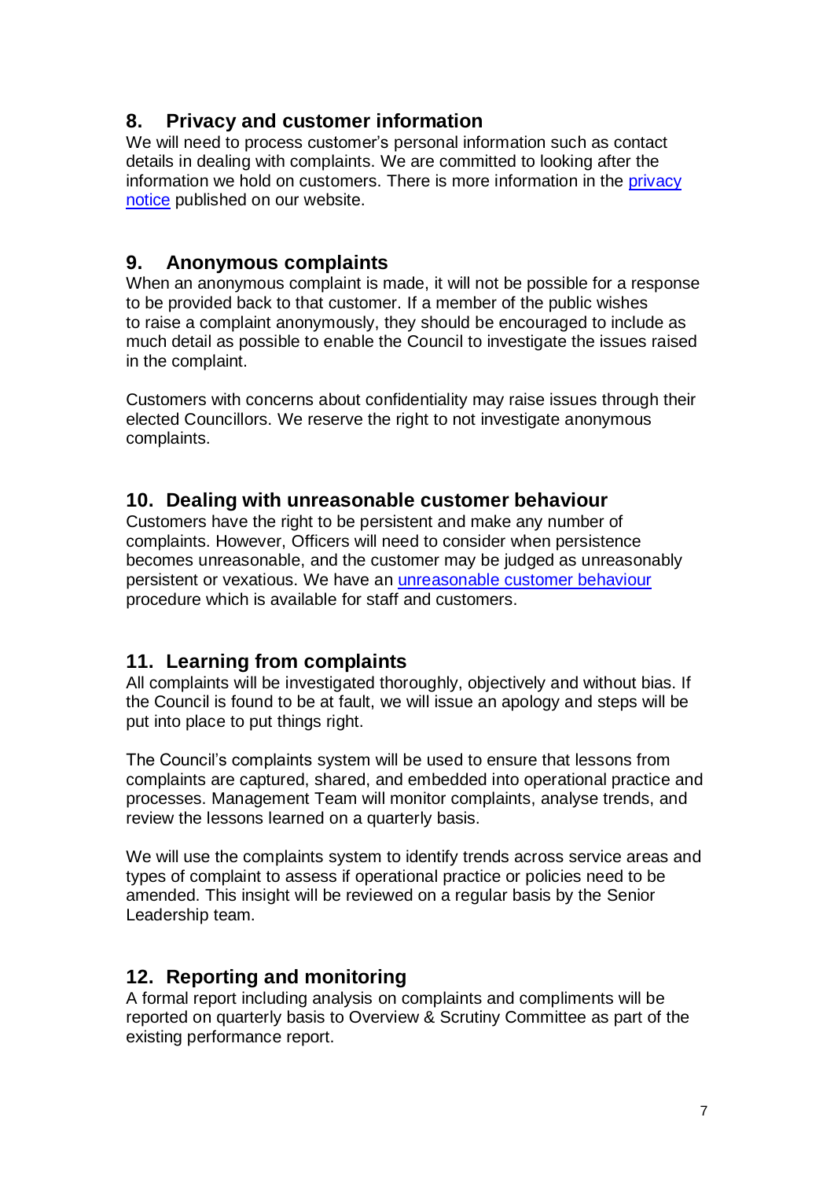## 8. Privacy and customer information

We will need to process customer's personal information such as contact details in dealing with complaints. We are committed to looking after the information we hold on customers. There is more information in the [privacy notice]() published on our website.

## 9. Anonymous complaints

When an anonymous complaint is made, it will not be possible for a response to be provided back to that customer. If a member of the public wishes to raise a complaint anonymously, they should be encouraged to include as much detail as possible to enable the Council to investigate the issues raised in the complaint.

Customers with concerns about confidentiality may raise issues through their elected Councillors. We reserve the right to not investigate anonymous complaints.

## 10. Dealing with unreasonable customer behaviour

Customers have the right to be persistent and make any number of complaints. However, Officers will need to consider when persistence becomes unreasonable, and the customer may be judged as unreasonably persistent or vexatious. We have an [unreasonable customer behaviour]() procedure which is available for staff and customers.

## 11. Learning from complaints

All complaints will be investigated thoroughly, objectively and without bias. If the Council is found to be at fault, we will issue an apology and steps will be put into place to put things right.

The Council's complaints system will be used to ensure that lessons from complaints are captured, shared, and embedded into operational practice and processes. Management Team will monitor complaints, analyse trends, and review the lessons learned on a quarterly basis.

We will use the complaints system to identify trends across service areas and types of complaint to assess if operational practice or policies need to be amended. This insight will be reviewed on a regular basis by the Senior Leadership team.

## 12. Reporting and monitoring

A formal report including analysis on complaints and compliments will be reported on quarterly basis to Overview & Scrutiny Committee as part of the existing performance report.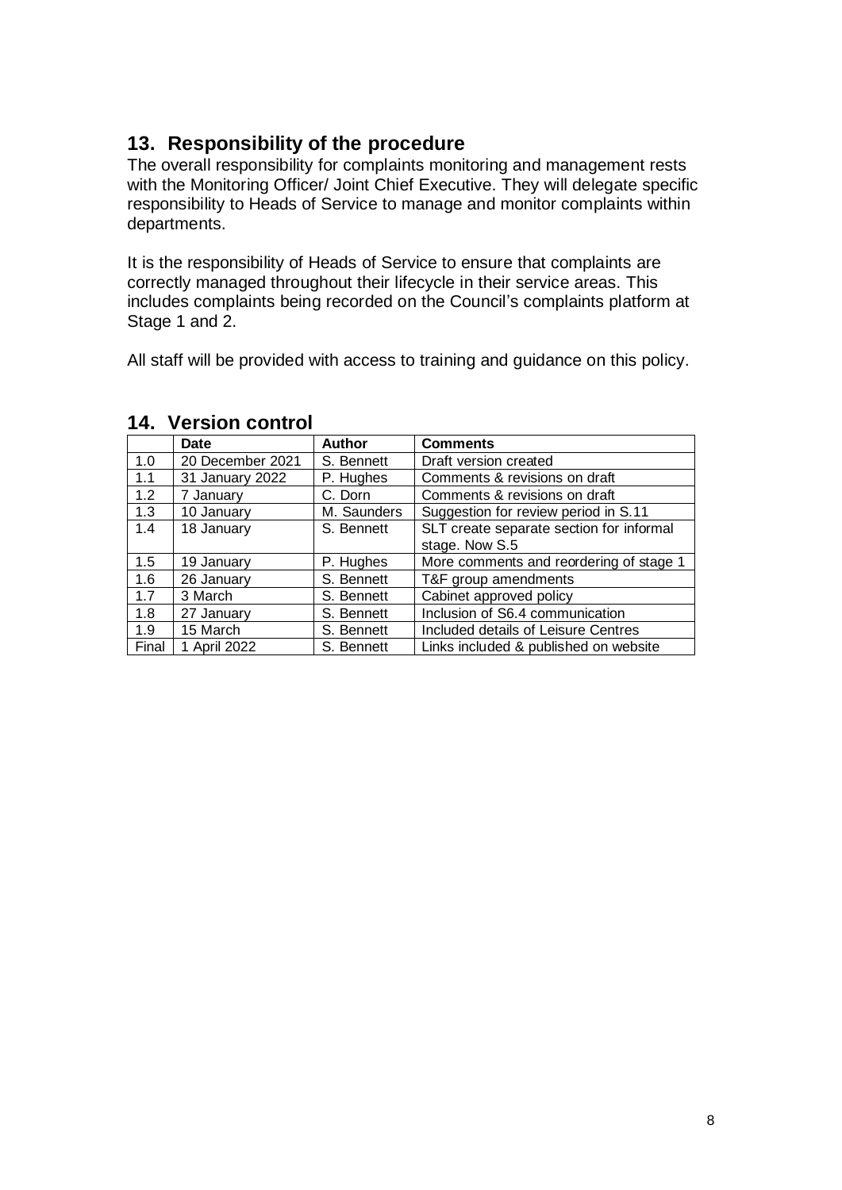## 13. Responsibility of the procedure

The overall responsibility for complaints monitoring and management rests with the Monitoring Officer/ Joint Chief Executive. They will delegate specific responsibility to Heads of Service to manage and monitor complaints within departments.

It is the responsibility of Heads of Service to ensure that complaints are correctly managed throughout their lifecycle in their service areas. This includes complaints being recorded on the Council's complaints platform at Stage 1 and 2.

All staff will be provided with access to training and guidance on this policy.

## 14. Version control

| | Date | Author | Comments |
|---|---|---|---|
| 1.0 | 20 December 2021 | S. Bennett | Draft version created |
| 1.1 | 31 January 2022 | P. Hughes | Comments & revisions on draft |
| 1.2 | 7 January | C. Dorn | Comments & revisions on draft |
| 1.3 | 10 January | M. Saunders | Suggestion for review period in S.11 |
| 1.4 | 18 January | S. Bennett | SLT create separate section for informal stage. Now S.5 |
| 1.5 | 19 January | P. Hughes | More comments and reordering of stage 1 |
| 1.6 | 26 January | S. Bennett | T&F group amendments |
| 1.7 | 3 March | S. Bennett | Cabinet approved policy |
| 1.8 | 27 January | S. Bennett | Inclusion of S6.4 communication |
| 1.9 | 15 March | S. Bennett | Included details of Leisure Centres |
| Final | 1 April 2022 | S. Bennett | Links included & published on website |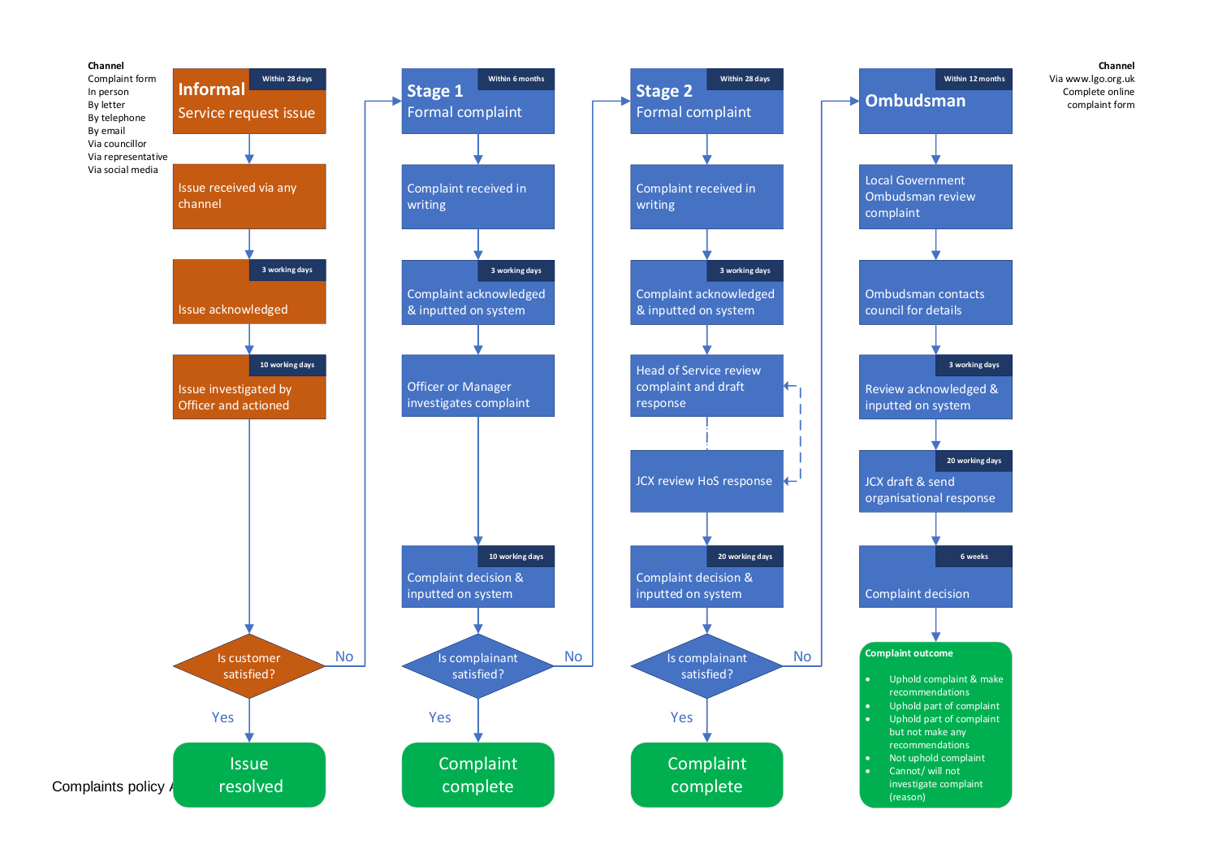**Channel**
Complaint form
In person
By letter
By telephone
By email
Via councillor
Via representative
Via social media

## Informal
Within 28 days

Service request issue

Issue received via any channel

3 working days
Issue acknowledged

10 working days
Issue investigated by Officer and actioned

Is customer satisfied?

No

Yes

Issue resolved

## Stage 1
Within 6 months

Formal complaint

Complaint received in writing

3 working days
Complaint acknowledged & inputted on system

Officer or Manager investigates complaint

10 working days
Complaint decision & inputted on system

Is complainant satisfied?

No

Yes

Complaint complete

## Stage 2
Within 28 days

Formal complaint

Complaint received in writing

3 working days
Complaint acknowledged & inputted on system

Head of Service review complaint and draft response

JCX review HoS response

20 working days
Complaint decision & inputted on system

Is complainant satisfied?

No

Yes

Complaint complete

## Ombudsman
Within 12 months

Local Government Ombudsman review complaint

Ombudsman contacts council for details

3 working days
Review acknowledged & inputted on system

20 working days
JCX draft & send organisational response

6 weeks
Complaint decision

**Complaint outcome**

- Uphold complaint & make recommendations
- Uphold part of complaint
- Uphold part of complaint but not make any recommendations
- Not uphold complaint
- Cannot/ will not investigate complaint (reason)

**Channel**
Via www.lgo.org.uk
Complete online complaint form

Complaints policy A